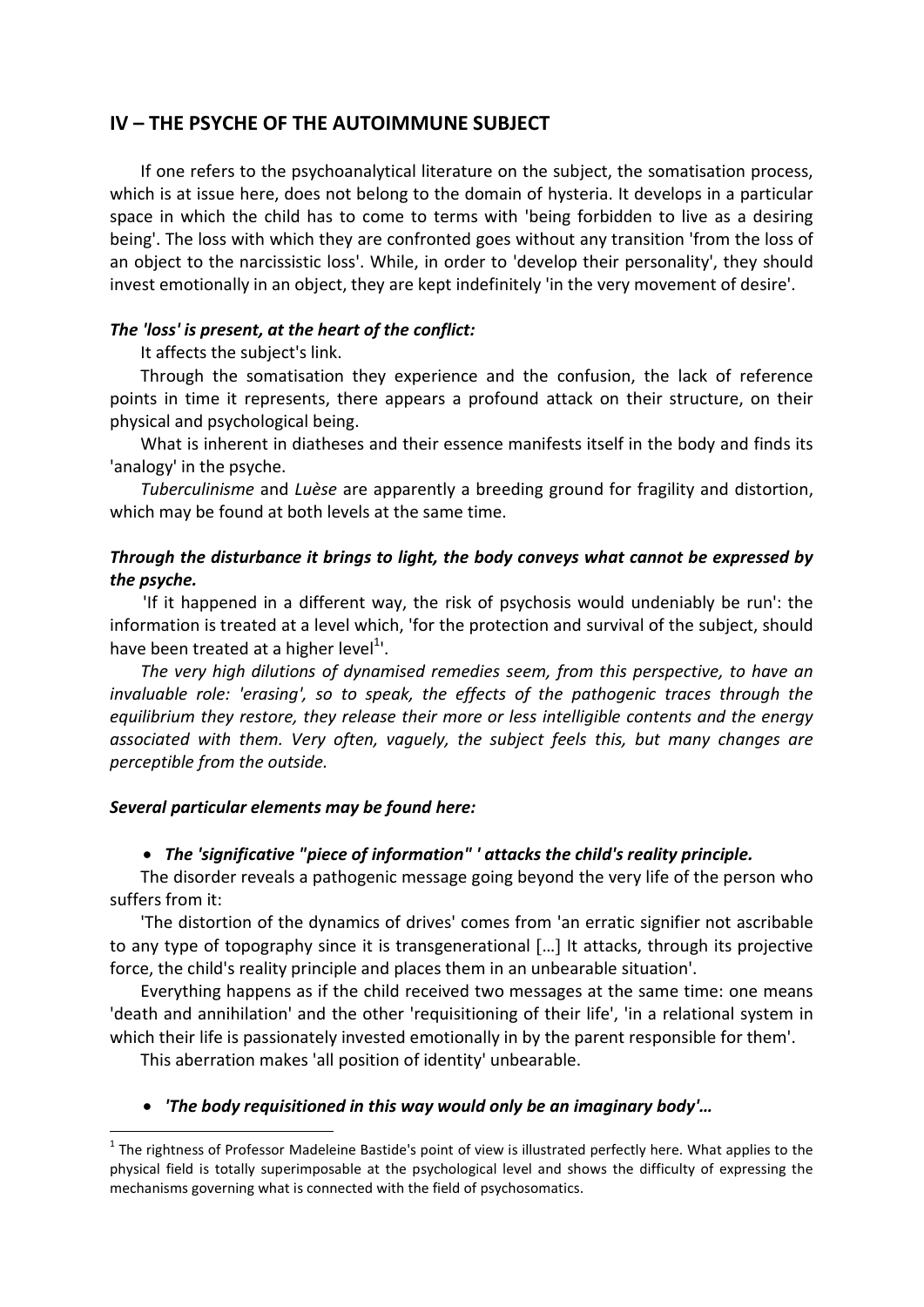## IV – THE PSYCHE OF THE AUTOIMMUNE SUBJECT

If one refers to the psychoanalytical literature on the subject, the somatisation process, which is at issue here, does not belong to the domain of hysteria. It develops in a particular space in which the child has to come to terms with 'being forbidden to live as a desiring being'. The loss with which they are confronted goes without any transition 'from the loss of an object to the narcissistic loss'. While, in order to 'develop their personality', they should invest emotionally in an object, they are kept indefinitely 'in the very movement of desire'.

***The 'loss' is present, at the heart of the conflict:***

It affects the subject's link.

Through the somatisation they experience and the confusion, the lack of reference points in time it represents, there appears a profound attack on their structure, on their physical and psychological being.

What is inherent in diatheses and their essence manifests itself in the body and finds its 'analogy' in the psyche.

*Tuberculinisme* and *Luèse* are apparently a breeding ground for fragility and distortion, which may be found at both levels at the same time.

***Through the disturbance it brings to light, the body conveys what cannot be expressed by the psyche.***

'If it happened in a different way, the risk of psychosis would undeniably be run': the information is treated at a level which, 'for the protection and survival of the subject, should have been treated at a higher level[1]'.

*The very high dilutions of dynamised remedies seem, from this perspective, to have an invaluable role: 'erasing', so to speak, the effects of the pathogenic traces through the equilibrium they restore, they release their more or less intelligible contents and the energy associated with them. Very often, vaguely, the subject feels this, but many changes are perceptible from the outside.*

***Several particular elements may be found here:***

- ***The 'significative "piece of information" ' attacks the child's reality principle.***

The disorder reveals a pathogenic message going beyond the very life of the person who suffers from it:

'The distortion of the dynamics of drives' comes from 'an erratic signifier not ascribable to any type of topography since it is transgenerational […] It attacks, through its projective force, the child's reality principle and places them in an unbearable situation'.

Everything happens as if the child received two messages at the same time: one means 'death and annihilation' and the other 'requisitioning of their life', 'in a relational system in which their life is passionately invested emotionally in by the parent responsible for them'.

This aberration makes 'all position of identity' unbearable.

- ***'The body requisitioned in this way would only be an imaginary body'…***

[1] The rightness of Professor Madeleine Bastide's point of view is illustrated perfectly here. What applies to the physical field is totally superimposable at the psychological level and shows the difficulty of expressing the mechanisms governing what is connected with the field of psychosomatics.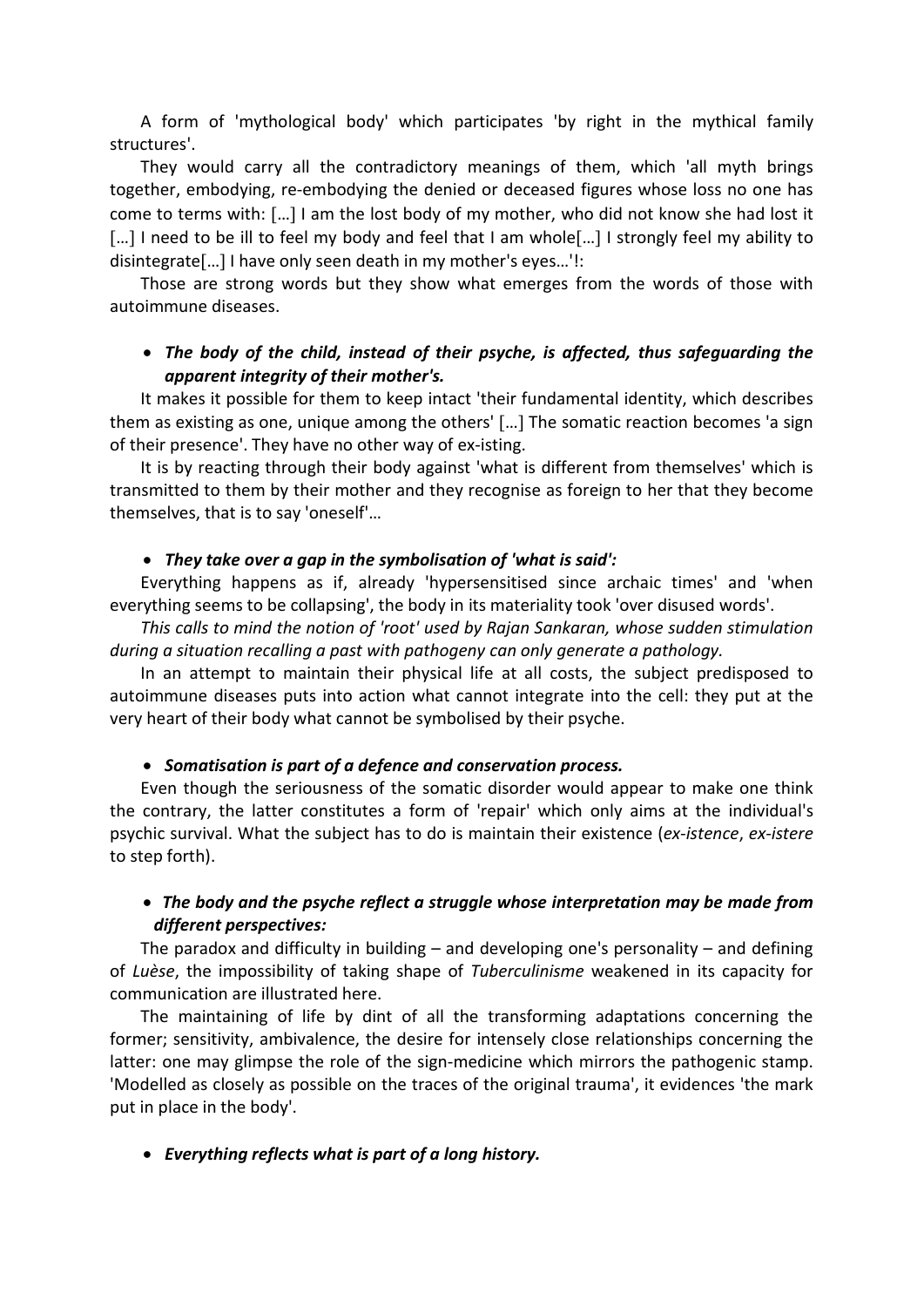A form of 'mythological body' which participates 'by right in the mythical family structures'.

They would carry all the contradictory meanings of them, which 'all myth brings together, embodying, re-embodying the denied or deceased figures whose loss no one has come to terms with: […] I am the lost body of my mother, who did not know she had lost it […] I need to be ill to feel my body and feel that I am whole[…] I strongly feel my ability to disintegrate[…] I have only seen death in my mother's eyes…'!:

Those are strong words but they show what emerges from the words of those with autoimmune diseases.

- ***The body of the child, instead of their psyche, is affected, thus safeguarding the apparent integrity of their mother's.***

It makes it possible for them to keep intact 'their fundamental identity, which describes them as existing as one, unique among the others' […] The somatic reaction becomes 'a sign of their presence'. They have no other way of ex-isting.

It is by reacting through their body against 'what is different from themselves' which is transmitted to them by their mother and they recognise as foreign to her that they become themselves, that is to say 'oneself'…

- ***They take over a gap in the symbolisation of 'what is said':***

Everything happens as if, already 'hypersensitised since archaic times' and 'when everything seems to be collapsing', the body in its materiality took 'over disused words'.

*This calls to mind the notion of 'root' used by Rajan Sankaran, whose sudden stimulation during a situation recalling a past with pathogeny can only generate a pathology.*

In an attempt to maintain their physical life at all costs, the subject predisposed to autoimmune diseases puts into action what cannot integrate into the cell: they put at the very heart of their body what cannot be symbolised by their psyche.

- ***Somatisation is part of a defence and conservation process.***

Even though the seriousness of the somatic disorder would appear to make one think the contrary, the latter constitutes a form of 'repair' which only aims at the individual's psychic survival. What the subject has to do is maintain their existence (*ex-istence*, *ex-istere* to step forth).

- ***The body and the psyche reflect a struggle whose interpretation may be made from different perspectives:***

The paradox and difficulty in building – and developing one's personality – and defining of *Luèse*, the impossibility of taking shape of *Tuberculinisme* weakened in its capacity for communication are illustrated here.

The maintaining of life by dint of all the transforming adaptations concerning the former; sensitivity, ambivalence, the desire for intensely close relationships concerning the latter: one may glimpse the role of the sign-medicine which mirrors the pathogenic stamp. 'Modelled as closely as possible on the traces of the original trauma', it evidences 'the mark put in place in the body'.

- ***Everything reflects what is part of a long history.***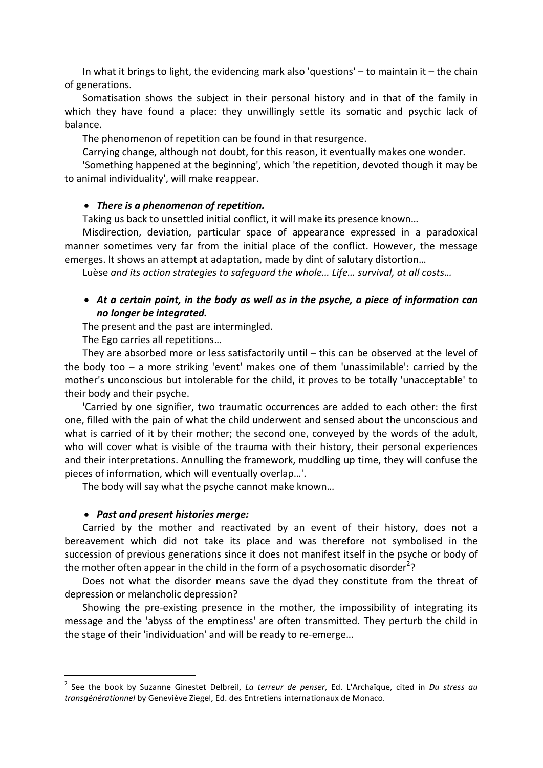In what it brings to light, the evidencing mark also 'questions' – to maintain it – the chain of generations.

Somatisation shows the subject in their personal history and in that of the family in which they have found a place: they unwillingly settle its somatic and psychic lack of balance.

The phenomenon of repetition can be found in that resurgence.

Carrying change, although not doubt, for this reason, it eventually makes one wonder.

'Something happened at the beginning', which 'the repetition, devoted though it may be to animal individuality', will make reappear.

- ***There is a phenomenon of repetition.***

Taking us back to unsettled initial conflict, it will make its presence known…

Misdirection, deviation, particular space of appearance expressed in a paradoxical manner sometimes very far from the initial place of the conflict. However, the message emerges. It shows an attempt at adaptation, made by dint of salutary distortion…

Luèse *and its action strategies to safeguard the whole… Life… survival, at all costs…*

- ***At a certain point, in the body as well as in the psyche, a piece of information can no longer be integrated.***

The present and the past are intermingled.

The Ego carries all repetitions…

They are absorbed more or less satisfactorily until – this can be observed at the level of the body too – a more striking 'event' makes one of them 'unassimilable': carried by the mother's unconscious but intolerable for the child, it proves to be totally 'unacceptable' to their body and their psyche.

'Carried by one signifier, two traumatic occurrences are added to each other: the first one, filled with the pain of what the child underwent and sensed about the unconscious and what is carried of it by their mother; the second one, conveyed by the words of the adult, who will cover what is visible of the trauma with their history, their personal experiences and their interpretations. Annulling the framework, muddling up time, they will confuse the pieces of information, which will eventually overlap…'.

The body will say what the psyche cannot make known…

- ***Past and present histories merge:***

Carried by the mother and reactivated by an event of their history, does not a bereavement which did not take its place and was therefore not symbolised in the succession of previous generations since it does not manifest itself in the psyche or body of the mother often appear in the child in the form of a psychosomatic disorder[2]?

Does not what the disorder means save the dyad they constitute from the threat of depression or melancholic depression?

Showing the pre-existing presence in the mother, the impossibility of integrating its message and the 'abyss of the emptiness' are often transmitted. They perturb the child in the stage of their 'individuation' and will be ready to re-emerge…

---

[2] See the book by Suzanne Ginestet Delbreil, *La terreur de penser*, Ed. L'Archaïque, cited in *Du stress au transgénérationnel* by Geneviève Ziegel, Ed. des Entretiens internationaux de Monaco.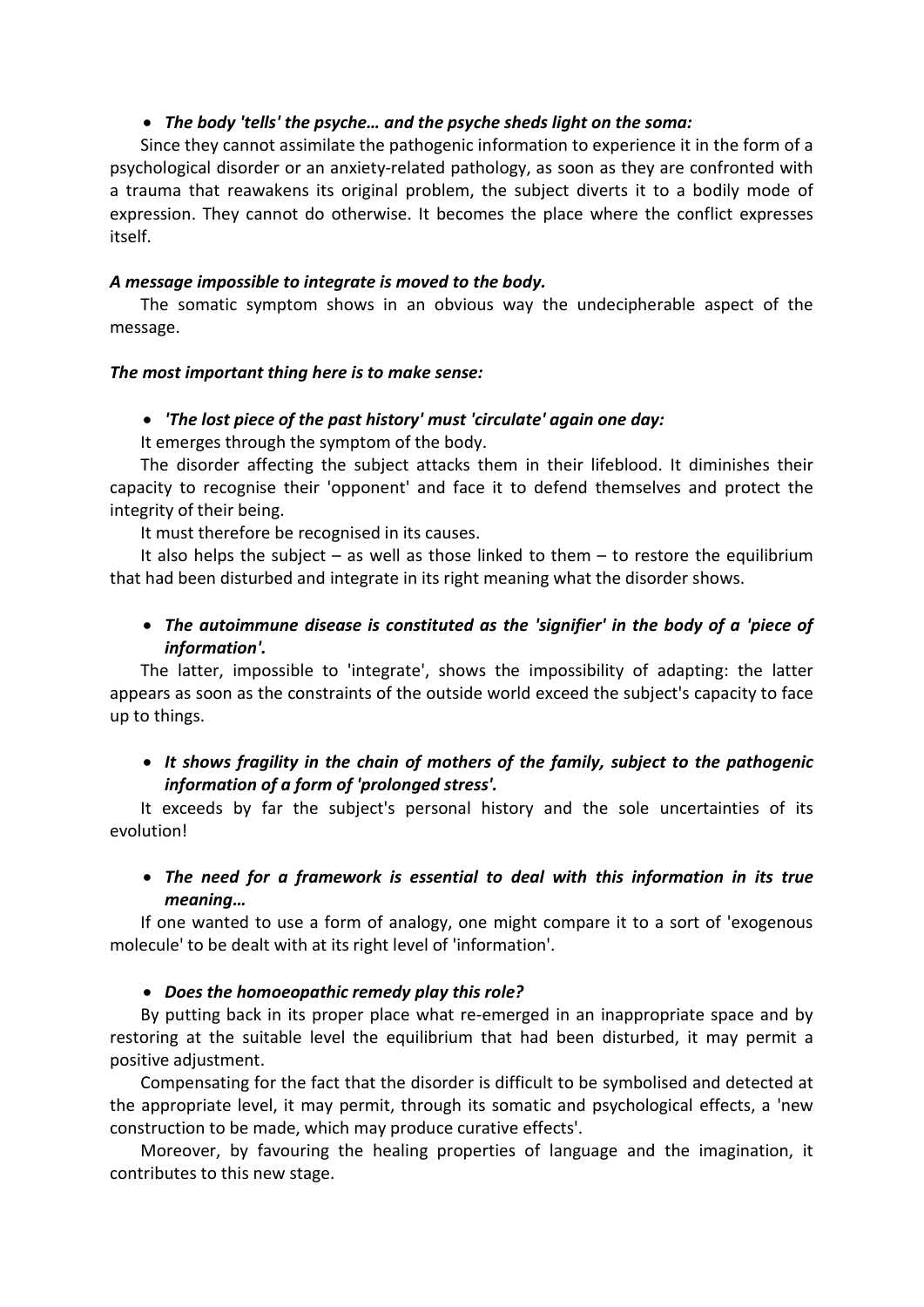- ***The body 'tells' the psyche… and the psyche sheds light on the soma:***

Since they cannot assimilate the pathogenic information to experience it in the form of a psychological disorder or an anxiety-related pathology, as soon as they are confronted with a trauma that reawakens its original problem, the subject diverts it to a bodily mode of expression. They cannot do otherwise. It becomes the place where the conflict expresses itself.

***A message impossible to integrate is moved to the body.***

The somatic symptom shows in an obvious way the undecipherable aspect of the message.

***The most important thing here is to make sense:***

- ***'The lost piece of the past history' must 'circulate' again one day:***

It emerges through the symptom of the body.

The disorder affecting the subject attacks them in their lifeblood. It diminishes their capacity to recognise their 'opponent' and face it to defend themselves and protect the integrity of their being.

It must therefore be recognised in its causes.

It also helps the subject – as well as those linked to them – to restore the equilibrium that had been disturbed and integrate in its right meaning what the disorder shows.

- ***The autoimmune disease is constituted as the 'signifier' in the body of a 'piece of information'.***

The latter, impossible to 'integrate', shows the impossibility of adapting: the latter appears as soon as the constraints of the outside world exceed the subject's capacity to face up to things.

- ***It shows fragility in the chain of mothers of the family, subject to the pathogenic information of a form of 'prolonged stress'.***

It exceeds by far the subject's personal history and the sole uncertainties of its evolution!

- ***The need for a framework is essential to deal with this information in its true meaning…***

If one wanted to use a form of analogy, one might compare it to a sort of 'exogenous molecule' to be dealt with at its right level of 'information'.

- ***Does the homoeopathic remedy play this role?***

By putting back in its proper place what re-emerged in an inappropriate space and by restoring at the suitable level the equilibrium that had been disturbed, it may permit a positive adjustment.

Compensating for the fact that the disorder is difficult to be symbolised and detected at the appropriate level, it may permit, through its somatic and psychological effects, a 'new construction to be made, which may produce curative effects'.

Moreover, by favouring the healing properties of language and the imagination, it contributes to this new stage.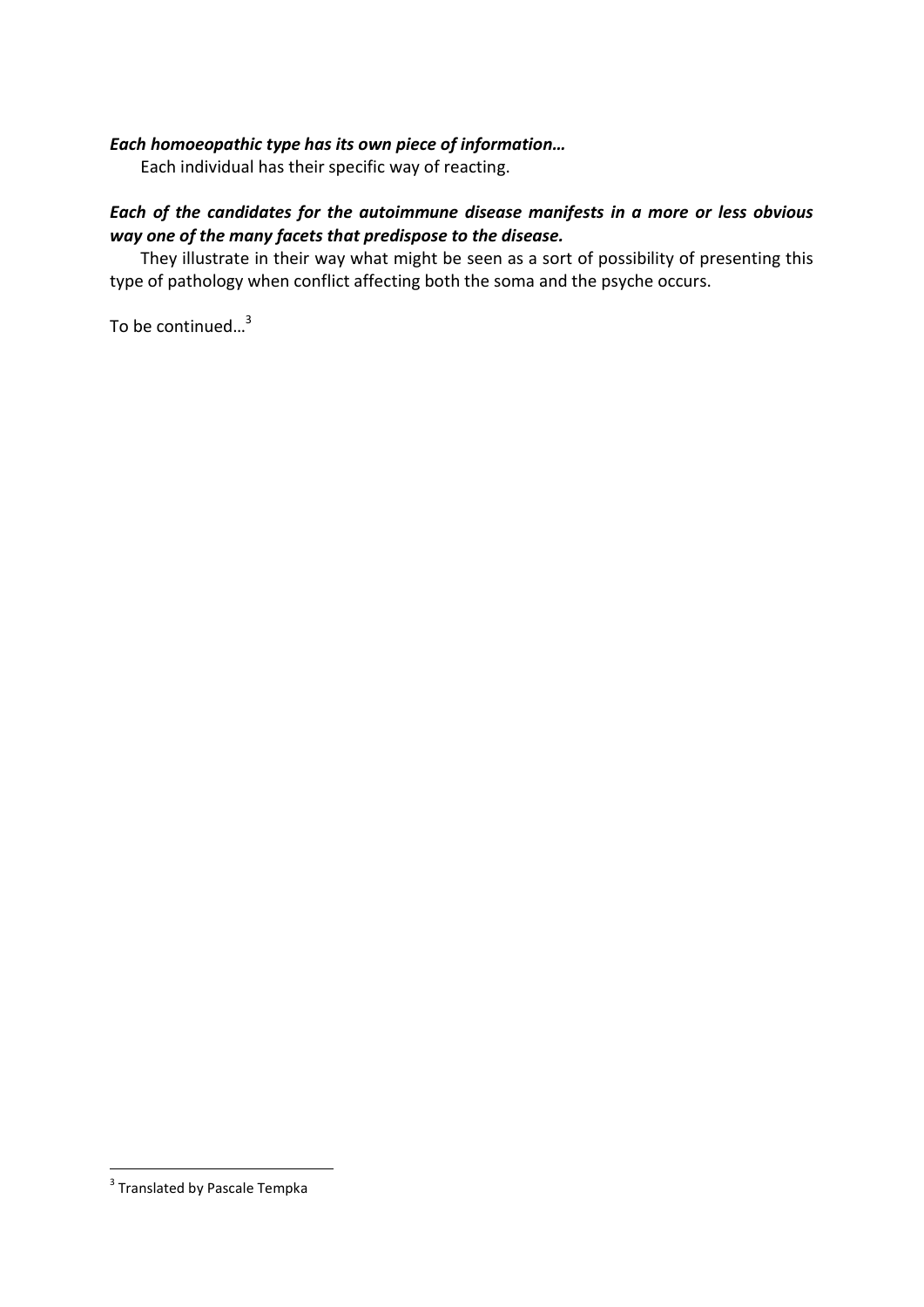***Each homoeopathic type has its own piece of information…***

Each individual has their specific way of reacting.

***Each of the candidates for the autoimmune disease manifests in a more or less obvious way one of the many facets that predispose to the disease.***

They illustrate in their way what might be seen as a sort of possibility of presenting this type of pathology when conflict affecting both the soma and the psyche occurs.

To be continued…[3]

---

[3] Translated by Pascale Tempka